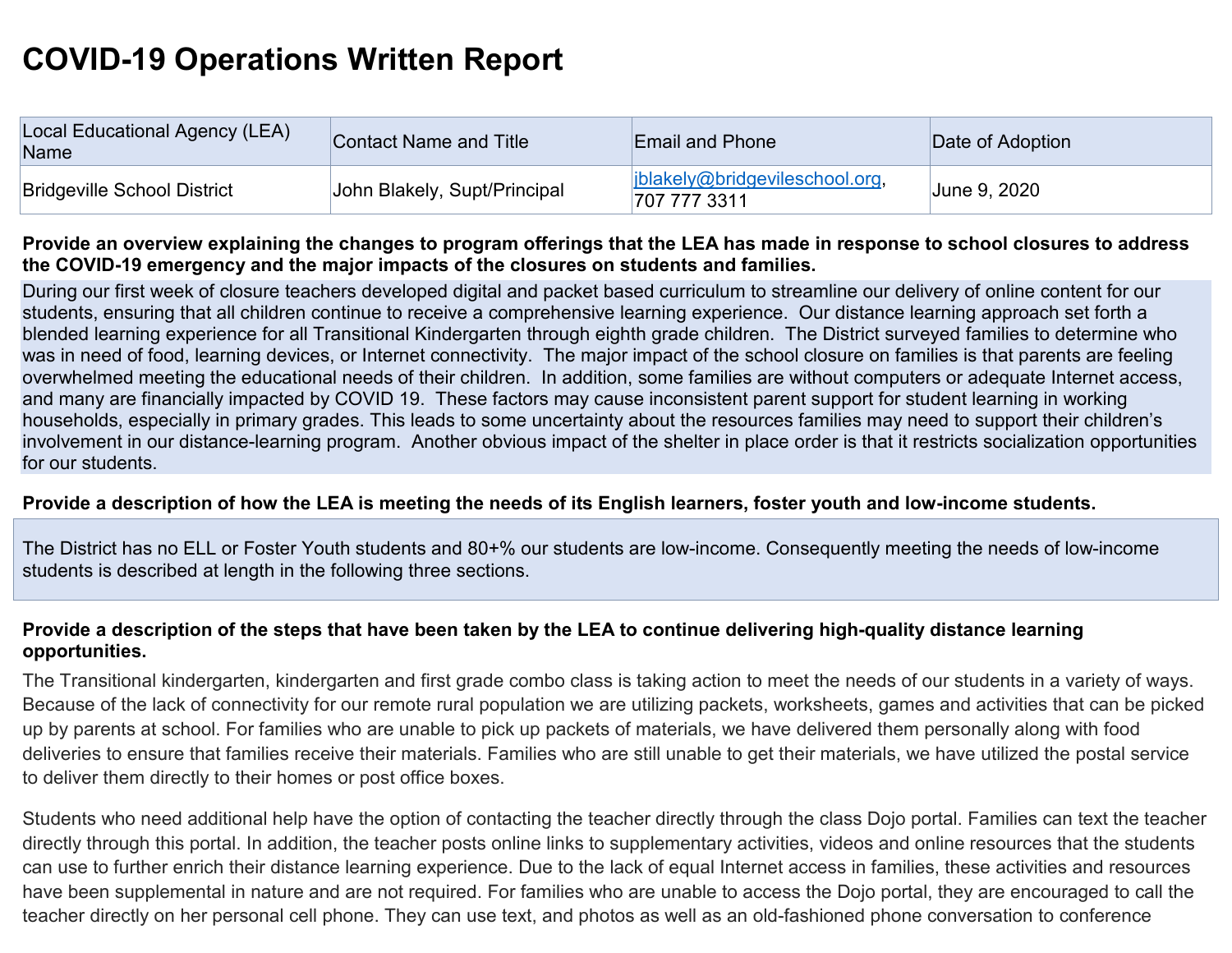# COVID-19 Operations Written Report

| Local Educational Agency (LEA) Name | Contact Name and Title | Email and Phone | Date of Adoption |
|---|---|---|---|
| Bridgeville School District | John Blakely, Supt/Principal | jblakely@bridgevileschool.org, 707 777 3311 | June 9, 2020 |

**Provide an overview explaining the changes to program offerings that the LEA has made in response to school closures to address the COVID-19 emergency and the major impacts of the closures on students and families.**

During our first week of closure teachers developed digital and packet based curriculum to streamline our delivery of online content for our students, ensuring that all children continue to receive a comprehensive learning experience. Our distance learning approach set forth a blended learning experience for all Transitional Kindergarten through eighth grade children. The District surveyed families to determine who was in need of food, learning devices, or Internet connectivity. The major impact of the school closure on families is that parents are feeling overwhelmed meeting the educational needs of their children. In addition, some families are without computers or adequate Internet access, and many are financially impacted by COVID 19. These factors may cause inconsistent parent support for student learning in working households, especially in primary grades. This leads to some uncertainty about the resources families may need to support their children's involvement in our distance-learning program. Another obvious impact of the shelter in place order is that it restricts socialization opportunities for our students.

**Provide a description of how the LEA is meeting the needs of its English learners, foster youth and low-income students.**

The District has no ELL or Foster Youth students and 80+% our students are low-income. Consequently meeting the needs of low-income students is described at length in the following three sections.

**Provide a description of the steps that have been taken by the LEA to continue delivering high-quality distance learning opportunities.**

The Transitional kindergarten, kindergarten and first grade combo class is taking action to meet the needs of our students in a variety of ways. Because of the lack of connectivity for our remote rural population we are utilizing packets, worksheets, games and activities that can be picked up by parents at school. For families who are unable to pick up packets of materials, we have delivered them personally along with food deliveries to ensure that families receive their materials. Families who are still unable to get their materials, we have utilized the postal service to deliver them directly to their homes or post office boxes.

Students who need additional help have the option of contacting the teacher directly through the class Dojo portal. Families can text the teacher directly through this portal. In addition, the teacher posts online links to supplementary activities, videos and online resources that the students can use to further enrich their distance learning experience. Due to the lack of equal Internet access in families, these activities and resources have been supplemental in nature and are not required. For families who are unable to access the Dojo portal, they are encouraged to call the teacher directly on her personal cell phone. They can use text, and photos as well as an old-fashioned phone conversation to conference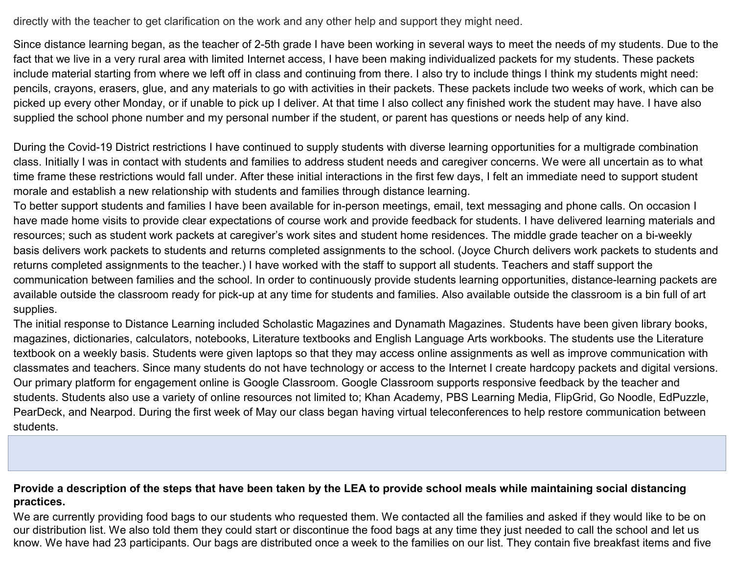directly with the teacher to get clarification on the work and any other help and support they might need.

Since distance learning began, as the teacher of 2-5th grade I have been working in several ways to meet the needs of my students. Due to the fact that we live in a very rural area with limited Internet access, I have been making individualized packets for my students. These packets include material starting from where we left off in class and continuing from there. I also try to include things I think my students might need: pencils, crayons, erasers, glue, and any materials to go with activities in their packets. These packets include two weeks of work, which can be picked up every other Monday, or if unable to pick up I deliver. At that time I also collect any finished work the student may have. I have also supplied the school phone number and my personal number if the student, or parent has questions or needs help of any kind.

During the Covid-19 District restrictions I have continued to supply students with diverse learning opportunities for a multigrade combination class. Initially I was in contact with students and families to address student needs and caregiver concerns. We were all uncertain as to what time frame these restrictions would fall under. After these initial interactions in the first few days, I felt an immediate need to support student morale and establish a new relationship with students and families through distance learning.
To better support students and families I have been available for in-person meetings, email, text messaging and phone calls. On occasion I have made home visits to provide clear expectations of course work and provide feedback for students. I have delivered learning materials and resources; such as student work packets at caregiver's work sites and student home residences. The middle grade teacher on a bi-weekly basis delivers work packets to students and returns completed assignments to the school. (Joyce Church delivers work packets to students and returns completed assignments to the teacher.) I have worked with the staff to support all students. Teachers and staff support the communication between families and the school. In order to continuously provide students learning opportunities, distance-learning packets are available outside the classroom ready for pick-up at any time for students and families. Also available outside the classroom is a bin full of art supplies.
The initial response to Distance Learning included Scholastic Magazines and Dynamath Magazines. Students have been given library books, magazines, dictionaries, calculators, notebooks, Literature textbooks and English Language Arts workbooks. The students use the Literature textbook on a weekly basis. Students were given laptops so that they may access online assignments as well as improve communication with classmates and teachers. Since many students do not have technology or access to the Internet I create hardcopy packets and digital versions. Our primary platform for engagement online is Google Classroom. Google Classroom supports responsive feedback by the teacher and students. Students also use a variety of online resources not limited to; Khan Academy, PBS Learning Media, FlipGrid, Go Noodle, EdPuzzle, PearDeck, and Nearpod. During the first week of May our class began having virtual teleconferences to help restore communication between students.

**Provide a description of the steps that have been taken by the LEA to provide school meals while maintaining social distancing practices.**

We are currently providing food bags to our students who requested them. We contacted all the families and asked if they would like to be on our distribution list. We also told them they could start or discontinue the food bags at any time they just needed to call the school and let us know. We have had 23 participants. Our bags are distributed once a week to the families on our list. They contain five breakfast items and five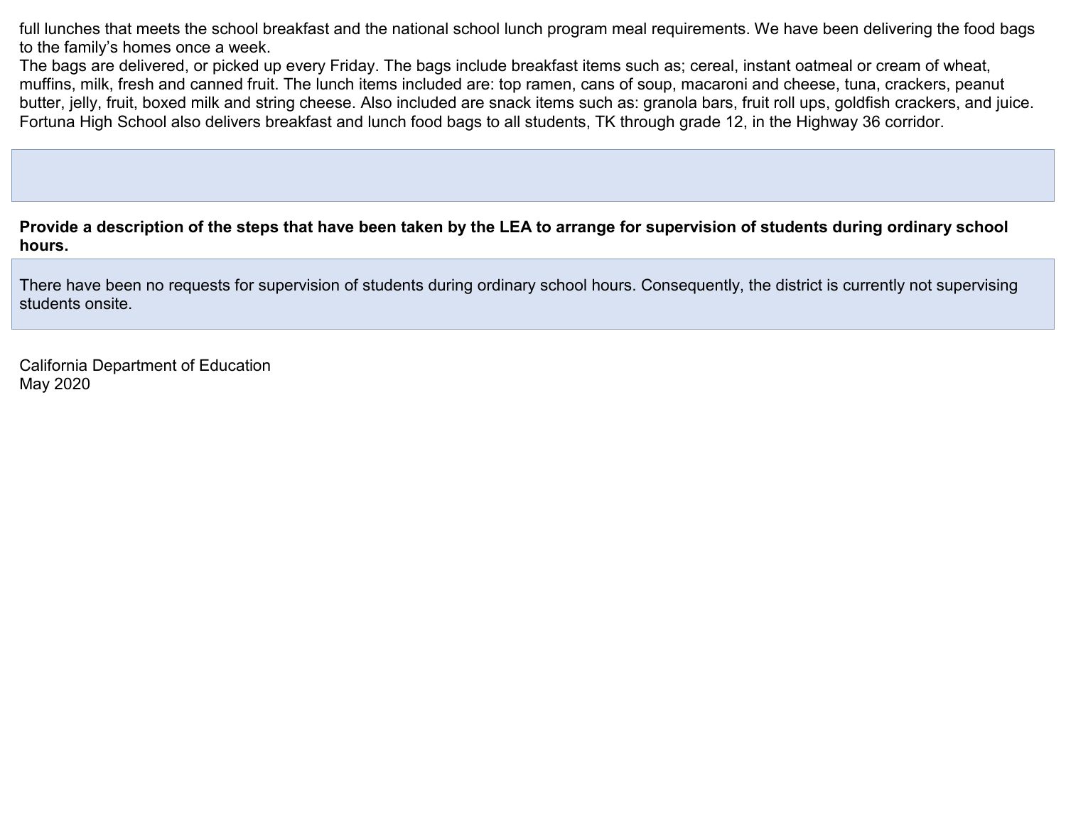full lunches that meets the school breakfast and the national school lunch program meal requirements. We have been delivering the food bags to the family's homes once a week.
The bags are delivered, or picked up every Friday. The bags include breakfast items such as; cereal, instant oatmeal or cream of wheat, muffins, milk, fresh and canned fruit. The lunch items included are: top ramen, cans of soup, macaroni and cheese, tuna, crackers, peanut butter, jelly, fruit, boxed milk and string cheese. Also included are snack items such as: granola bars, fruit roll ups, goldfish crackers, and juice. Fortuna High School also delivers breakfast and lunch food bags to all students, TK through grade 12, in the Highway 36 corridor.

**Provide a description of the steps that have been taken by the LEA to arrange for supervision of students during ordinary school hours.**

There have been no requests for supervision of students during ordinary school hours. Consequently, the district is currently not supervising students onsite.

California Department of Education
May 2020